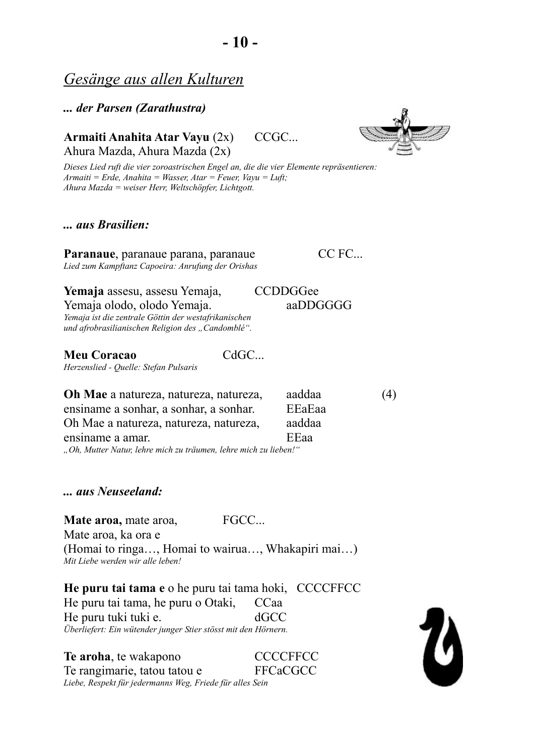## *Gesänge aus allen Kulturen*

### *... der Parsen (Zarathustra)*

**Armaiti Anahita Atar Vayu** (2x)      CCGC...
Ahura Mazda, Ahura Mazda (2x)

*Dieses Lied ruft die vier zoroastrischen Engel an, die die vier Elemente repräsentieren: Armaiti = Erde, Anahita = Wasser, Atar = Feuer, Vayu = Luft; Ahura Mazda = weiser Herr, Weltschöpfer, Lichtgott.*

### *... aus Brasilien:*

**Paranaue**, paranaue parana, paranaue      CC FC...
*Lied zum Kampftanz Capoeira: Anrufung der Orishas*

**Yemaja** assesu, assesu Yemaja,      CCDDGGee
Yemaja olodo, olodo Yemaja.      aaDDGGGG
*Yemaja ist die zentrale Göttin der westafrikanischen und afrobrasilianischen Religion des „Candomblé".*

**Meu Coracao**      CdGC...
*Herzenslied - Quelle: Stefan Pulsaris*

**Oh Mae** a natureza, natureza, natureza,      aaddaa      (4)
ensiname a sonhar, a sonhar, a sonhar.      EEaEaa
Oh Mae a natureza, natureza, natureza,      aaddaa
ensiname a amar.      EEaa
*„Oh, Mutter Natur, lehre mich zu träumen, lehre mich zu lieben!"*

### *... aus Neuseeland:*

**Mate aroa,** mate aroa,      FGCC...
Mate aroa, ka ora e
(Homai to ringa…, Homai to wairua…, Whakapiri mai…)
*Mit Liebe werden wir alle leben!*

**He puru tai tama e** o he puru tai tama hoki,   CCCCFFCC
He puru tai tama, he puru o Otaki,      CCaa
He puru tuki tuki e.      dGCC
*Überliefert: Ein wütender junger Stier stösst mit den Hörnern.*

**Te aroha**, te wakapono      CCCCFFCC
Te rangimarie, tatou tatou e      FFCaCGCC
*Liebe, Respekt für jedermanns Weg, Friede für alles Sein*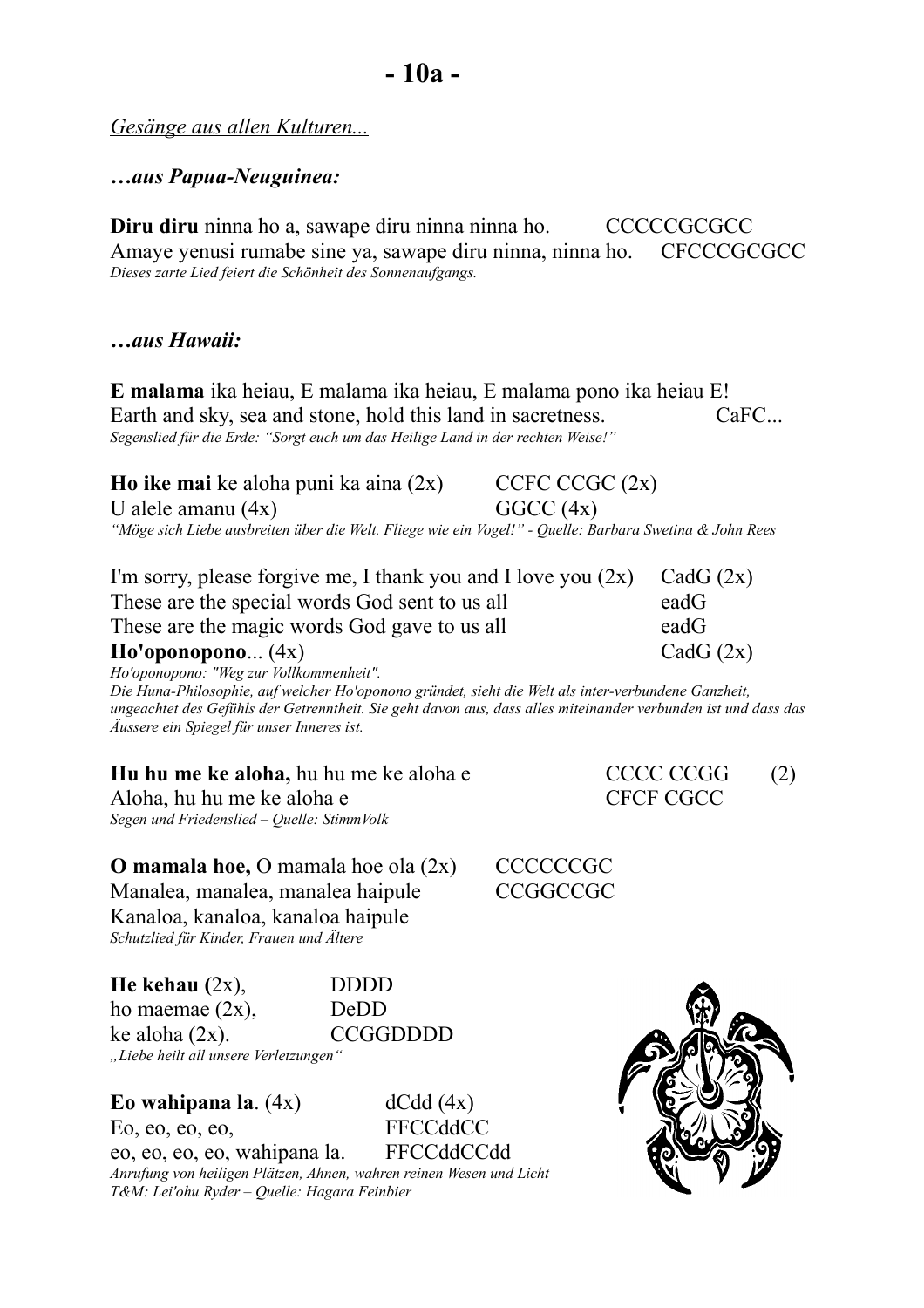# - 10a -

*Gesänge aus allen Kulturen...*

***…aus Papua-Neuguinea:***

**Diru diru** ninna ho a, sawape diru ninna ninna ho. CCCCCGCGCC
Amaye yenusi rumabe sine ya, sawape diru ninna, ninna ho. CFCCCGCGCC
*Dieses zarte Lied feiert die Schönheit des Sonnenaufgangs.*

***…aus Hawaii:***

**E malama** ika heiau, E malama ika heiau, E malama pono ika heiau E!
Earth and sky, sea and stone, hold this land in sacretness. CaFC...
*Segenslied für die Erde: "Sorgt euch um das Heilige Land in der rechten Weise!"*

**Ho ike mai** ke aloha puni ka aina (2x) CCFC CCGC (2x)
U alele amanu (4x) GGCC (4x)
*"Möge sich Liebe ausbreiten über die Welt. Fliege wie ein Vogel!" - Quelle: Barbara Swetina & John Rees*

I'm sorry, please forgive me, I thank you and I love you (2x) CadG (2x)
These are the special words God sent to us all eadG
These are the magic words God gave to us all eadG
**Ho'oponopono**... (4x) CadG (2x)
*Ho'oponopono: "Weg zur Vollkommenheit".*
*Die Huna-Philosophie, auf welcher Ho'oponono gründet, sieht die Welt als inter-verbundene Ganzheit, ungeachtet des Gefühls der Getrenntheit. Sie geht davon aus, dass alles miteinander verbunden ist und dass das Äussere ein Spiegel für unser Inneres ist.*

**Hu hu me ke aloha,** hu hu me ke aloha e CCCC CCGG (2)
Aloha, hu hu me ke aloha e CFCF CGCC
*Segen und Friedenslied – Quelle: StimmVolk*

**O mamala hoe,** O mamala hoe ola (2x) CCCCCCGC
Manalea, manalea, manalea haipule CCGGCCGC
Kanaloa, kanaloa, kanaloa haipule
*Schutzlied für Kinder, Frauen und Ältere*

**He kehau (**2x), DDDD
ho maemae (2x), DeDD
ke aloha (2x). CCGGDDDD
*„Liebe heilt all unsere Verletzungen"*

**Eo wahipana la**. (4x) dCdd (4x)
Eo, eo, eo, eo, FFCCddCC
eo, eo, eo, eo, wahipana la. FFCCddCCdd
*Anrufung von heiligen Plätzen, Ahnen, wahren reinen Wesen und Licht*
*T&M: Lei'ohu Ryder – Quelle: Hagara Feinbier*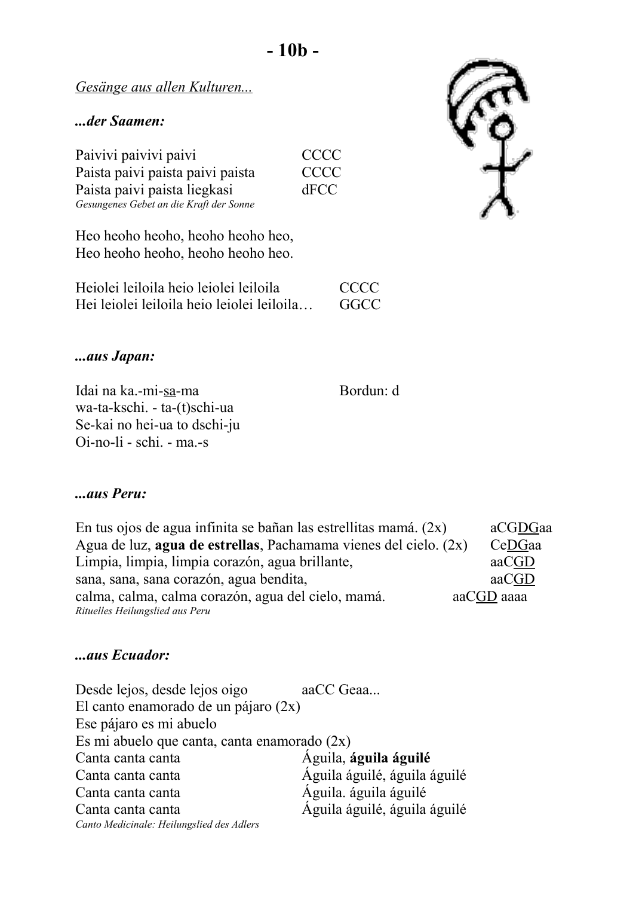## - 10b -

*Gesänge aus allen Kulturen...*

### *...der Saamen:*

Paivivi paivivi paivi    CCCC
Paista paivi paista paivi paista    CCCC
Paista paivi paista liegkasi    dFCC
*Gesungenes Gebet an die Kraft der Sonne*

Heo heoho heoho, heoho heoho heo,
Heo heoho heoho, heoho heoho heo.

Heiolei leiloila heio leiolei leiloila    CCCC
Hei leiolei leiloila heio leiolei leiloila…    GGCC

### *...aus Japan:*

Idai na ka.-mi-<u>sa</u>-ma    Bordun: d
wa-ta-kschi. - ta-(t)schi-ua
Se-kai no hei-ua to dschi-ju
Oi-no-li - schi. - ma.-s

### *...aus Peru:*

En tus ojos de agua infinita se bañan las estrellitas mamá. (2x)    aCG<u>DG</u>aa
Agua de luz, **agua de estrellas**, Pachamama vienes del cielo. (2x)    Ce<u>DG</u>aa
Limpia, limpia, limpia corazón, agua brillante,    aaC<u>GD</u>
sana, sana, sana corazón, agua bendita,    aaC<u>GD</u>
calma, calma, calma corazón, agua del cielo, mamá.    aaC<u>GD</u> aaaa
*Rituelles Heilungslied aus Peru*

### *...aus Ecuador:*

Desde lejos, desde lejos oigo    aaCC Geaa...
El canto enamorado de un pájaro (2x)
Ese pájaro es mi abuelo
Es mi abuelo que canta, canta enamorado (2x)
Canta canta canta    Águila, **águila águilé**
Canta canta canta    Águila águilé, águila águilé
Canta canta canta    Águila. águila águilé
Canta canta canta    Águila águilé, águila águilé
*Canto Medicinale: Heilungslied des Adlers*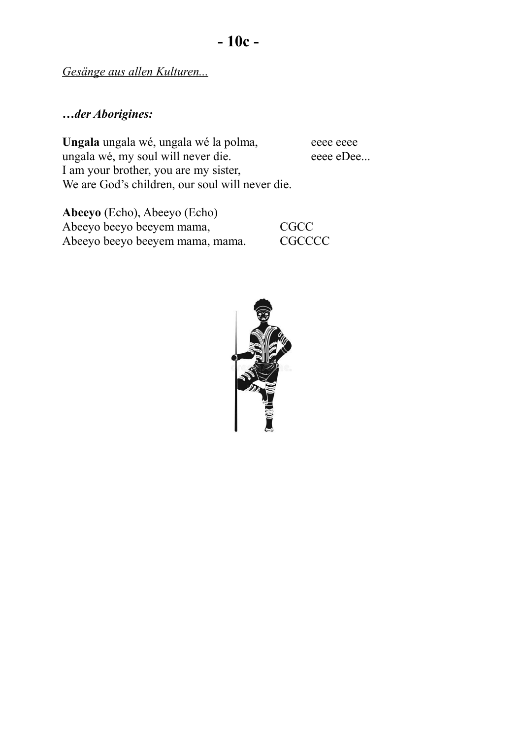# - 10c -

<u>*Gesänge aus allen Kulturen...*</u>

***…der Aborigines:***

**Ungala** ungala wé, ungala wé la polma, eeee eeee  
ungala wé, my soul will never die. eeee eDee...  
I am your brother, you are my sister,  
We are God's children, our soul will never die.

**Abeeyo** (Echo), Abeeyo (Echo)  
Abeeyo beeyo beeyem mama, CGCC  
Abeeyo beeyo beeyem mama, mama. CGCCCC